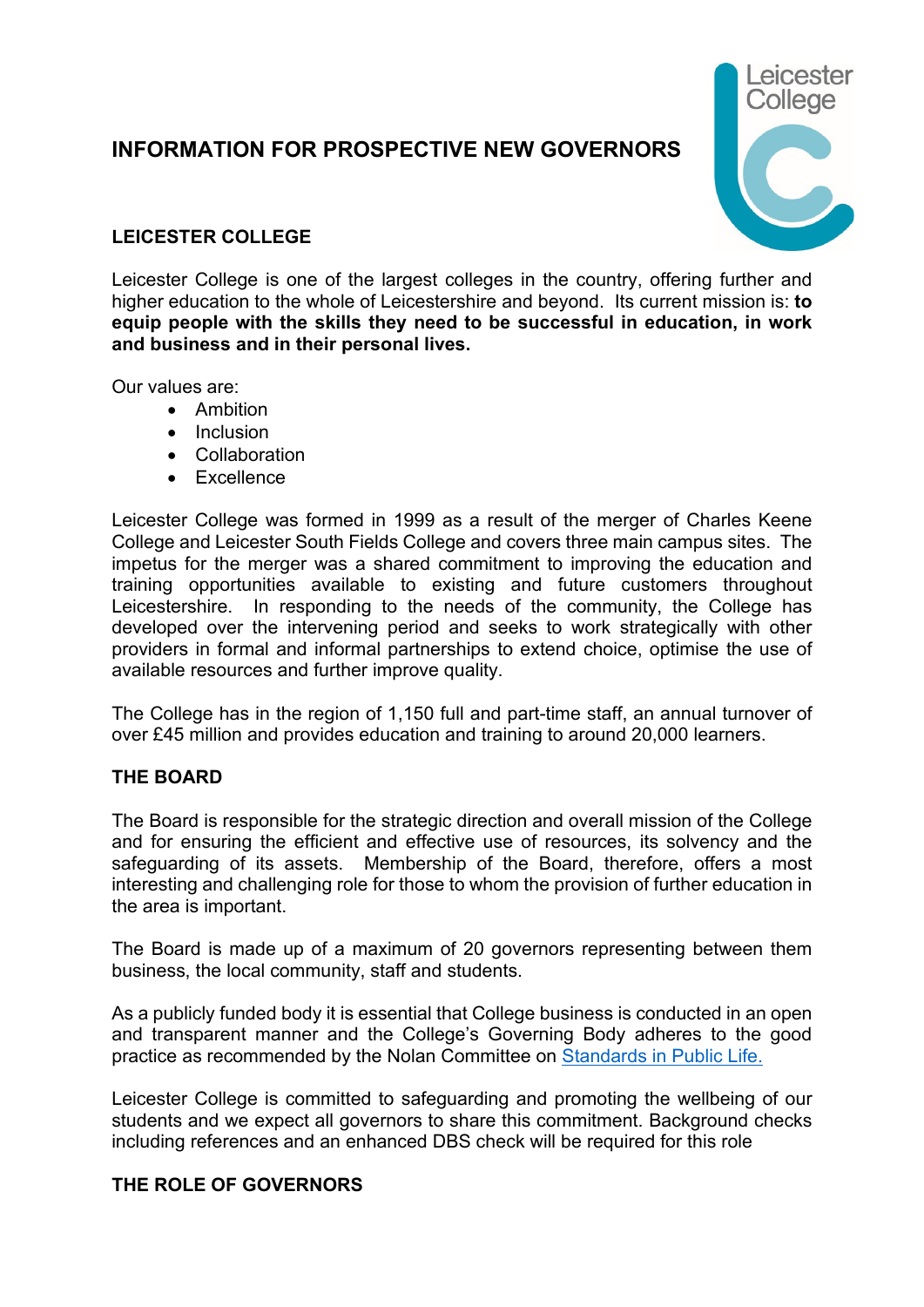# INFORMATION FOR PROSPECTIVE NEW GOVERNORS

## LEICESTER COLLEGE

Leicester College is one of the largest colleges in the country, offering further and higher education to the whole of Leicestershire and beyond. Its current mission is: **to equip people with the skills they need to be successful in education, in work and business and in their personal lives.**

Our values are:

- Ambition
- Inclusion
- Collaboration
- Excellence

Leicester College was formed in 1999 as a result of the merger of Charles Keene College and Leicester South Fields College and covers three main campus sites. The impetus for the merger was a shared commitment to improving the education and training opportunities available to existing and future customers throughout Leicestershire. In responding to the needs of the community, the College has developed over the intervening period and seeks to work strategically with other providers in formal and informal partnerships to extend choice, optimise the use of available resources and further improve quality.

The College has in the region of 1,150 full and part-time staff, an annual turnover of over £45 million and provides education and training to around 20,000 learners.

## THE BOARD

The Board is responsible for the strategic direction and overall mission of the College and for ensuring the efficient and effective use of resources, its solvency and the safeguarding of its assets. Membership of the Board, therefore, offers a most interesting and challenging role for those to whom the provision of further education in the area is important.

The Board is made up of a maximum of 20 governors representing between them business, the local community, staff and students.

As a publicly funded body it is essential that College business is conducted in an open and transparent manner and the College's Governing Body adheres to the good practice as recommended by the Nolan Committee on Standards in Public Life.

Leicester College is committed to safeguarding and promoting the wellbeing of our students and we expect all governors to share this commitment. Background checks including references and an enhanced DBS check will be required for this role

## THE ROLE OF GOVERNORS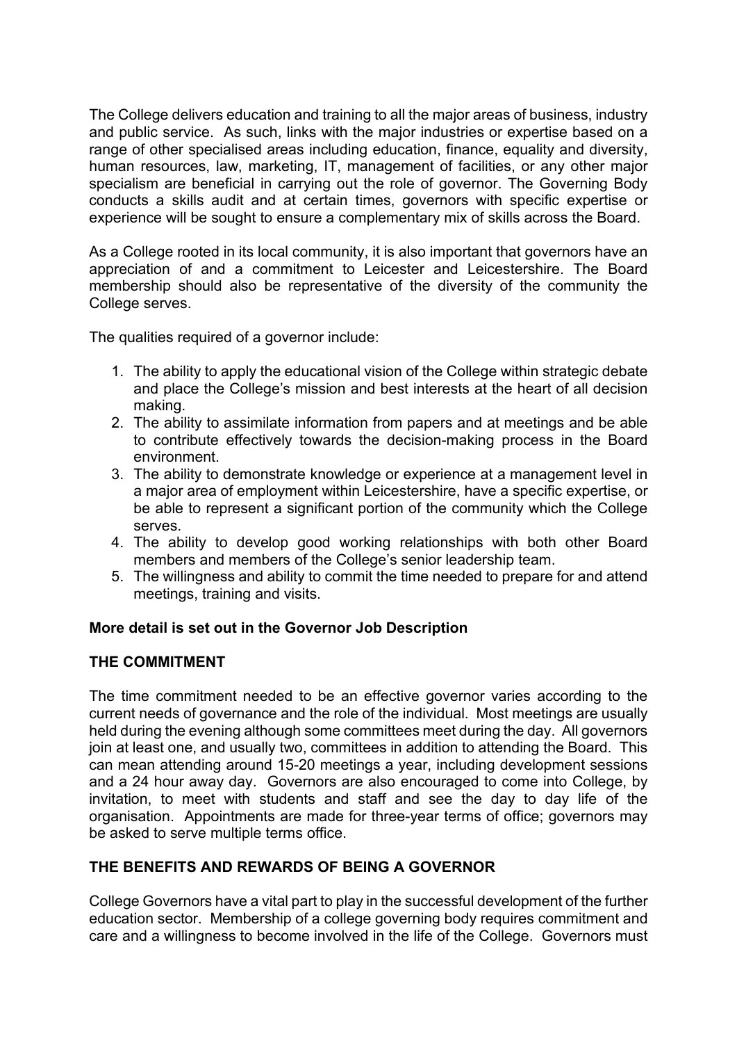The College delivers education and training to all the major areas of business, industry and public service. As such, links with the major industries or expertise based on a range of other specialised areas including education, finance, equality and diversity, human resources, law, marketing, IT, management of facilities, or any other major specialism are beneficial in carrying out the role of governor. The Governing Body conducts a skills audit and at certain times, governors with specific expertise or experience will be sought to ensure a complementary mix of skills across the Board.

As a College rooted in its local community, it is also important that governors have an appreciation of and a commitment to Leicester and Leicestershire. The Board membership should also be representative of the diversity of the community the College serves.

The qualities required of a governor include:

1. The ability to apply the educational vision of the College within strategic debate and place the College's mission and best interests at the heart of all decision making.
2. The ability to assimilate information from papers and at meetings and be able to contribute effectively towards the decision-making process in the Board environment.
3. The ability to demonstrate knowledge or experience at a management level in a major area of employment within Leicestershire, have a specific expertise, or be able to represent a significant portion of the community which the College serves.
4. The ability to develop good working relationships with both other Board members and members of the College's senior leadership team.
5. The willingness and ability to commit the time needed to prepare for and attend meetings, training and visits.

**More detail is set out in the Governor Job Description**

## THE COMMITMENT

The time commitment needed to be an effective governor varies according to the current needs of governance and the role of the individual. Most meetings are usually held during the evening although some committees meet during the day. All governors join at least one, and usually two, committees in addition to attending the Board. This can mean attending around 15-20 meetings a year, including development sessions and a 24 hour away day. Governors are also encouraged to come into College, by invitation, to meet with students and staff and see the day to day life of the organisation. Appointments are made for three-year terms of office; governors may be asked to serve multiple terms office.

## THE BENEFITS AND REWARDS OF BEING A GOVERNOR

College Governors have a vital part to play in the successful development of the further education sector. Membership of a college governing body requires commitment and care and a willingness to become involved in the life of the College. Governors must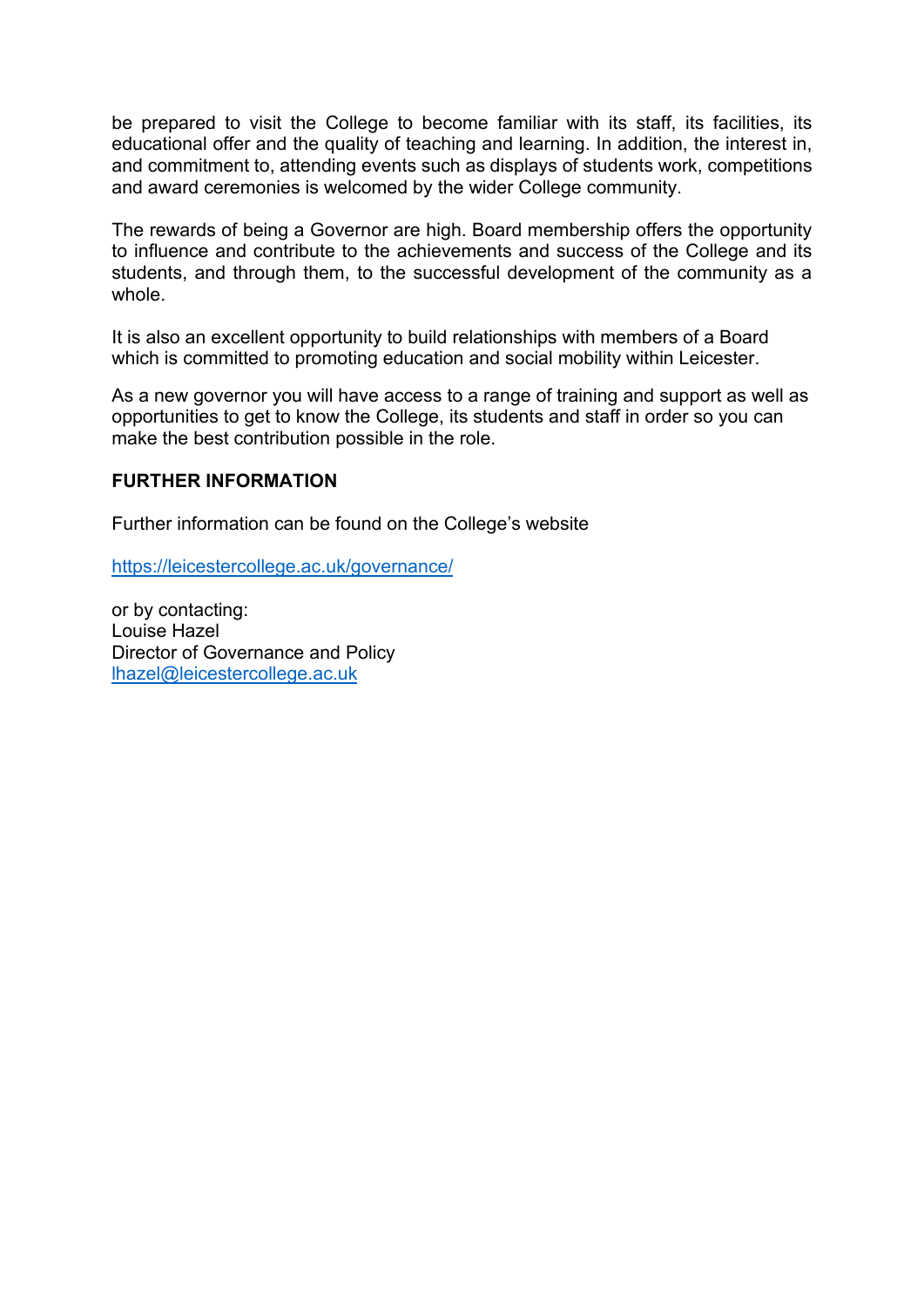be prepared to visit the College to become familiar with its staff, its facilities, its educational offer and the quality of teaching and learning. In addition, the interest in, and commitment to, attending events such as displays of students work, competitions and award ceremonies is welcomed by the wider College community.

The rewards of being a Governor are high. Board membership offers the opportunity to influence and contribute to the achievements and success of the College and its students, and through them, to the successful development of the community as a whole.

It is also an excellent opportunity to build relationships with members of a Board which is committed to promoting education and social mobility within Leicester.

As a new governor you will have access to a range of training and support as well as opportunities to get to know the College, its students and staff in order so you can make the best contribution possible in the role.

**FURTHER INFORMATION**

Further information can be found on the College's website

https://leicestercollege.ac.uk/governance/

or by contacting:
Louise Hazel
Director of Governance and Policy
lhazel@leicestercollege.ac.uk